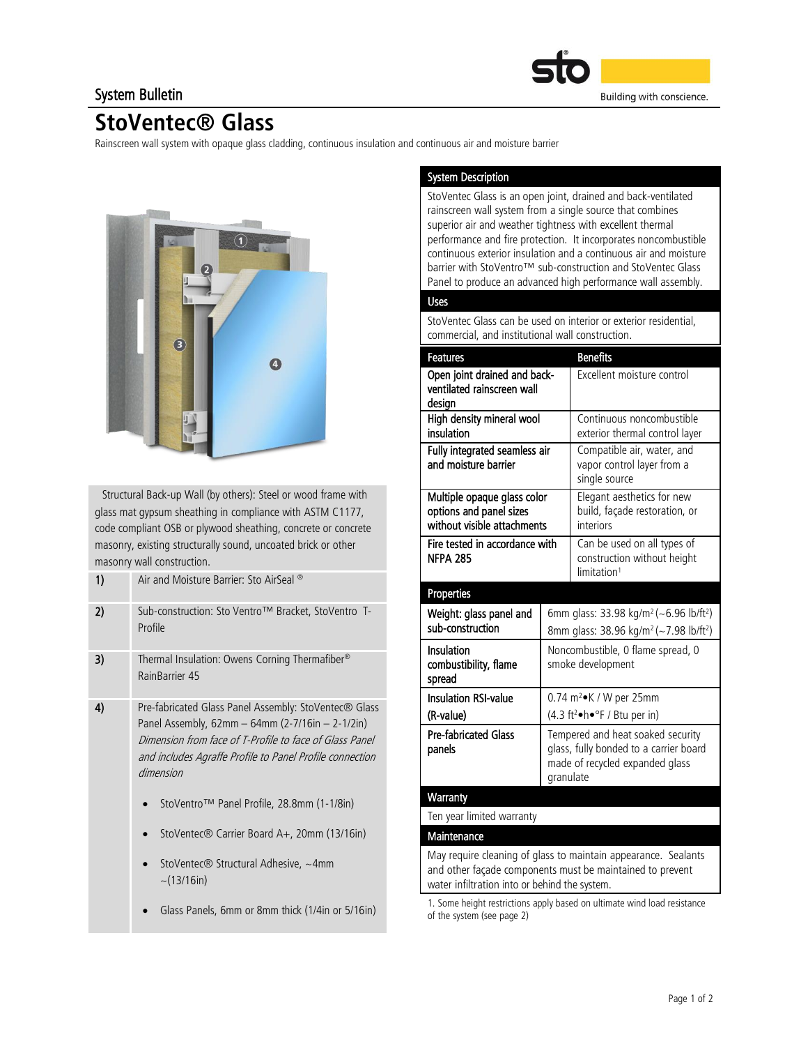System Bulletin

# StoVentec® Glass

Rainscreen wall system with opaque glass cladding, continuous insulation and continuous air and moisture barrier

Structural Back-up Wall (by others): Steel or wood frame with glass mat gypsum sheathing in compliance with ASTM C1177, code compliant OSB or plywood sheathing, concrete or concrete masonry, existing structurally sound, uncoated brick or other masonry wall construction.

| | |
|---|---|
| 1) | Air and Moisture Barrier: Sto AirSeal ® |
| 2) | Sub-construction: Sto Ventro™ Bracket, StoVentro T-Profile |
| 3) | Thermal Insulation: Owens Corning Thermafiber® RainBarrier 45 |
| 4) | Pre-fabricated Glass Panel Assembly: StoVentec® Glass Panel Assembly, 62mm – 64mm (2-7/16in – 2-1/2in) *Dimension from face of T-Profile to face of Glass Panel and includes Agraffe Profile to Panel Profile connection dimension*<br>• StoVentro™ Panel Profile, 28.8mm (1-1/8in)<br>• StoVentec® Carrier Board A+, 20mm (13/16in)<br>• StoVentec® Structural Adhesive, ~4mm ~(13/16in)<br>• Glass Panels, 6mm or 8mm thick (1/4in or 5/16in) |

## System Description

StoVentec Glass is an open joint, drained and back-ventilated rainscreen wall system from a single source that combines superior air and weather tightness with excellent thermal performance and fire protection. It incorporates noncombustible continuous exterior insulation and a continuous air and moisture barrier with StoVentro™ sub-construction and StoVentec Glass Panel to produce an advanced high performance wall assembly.

## Uses

StoVentec Glass can be used on interior or exterior residential, commercial, and institutional wall construction.

| Features | Benefits |
|---|---|
| Open joint drained and back-ventilated rainscreen wall design | Excellent moisture control |
| High density mineral wool insulation | Continuous noncombustible exterior thermal control layer |
| Fully integrated seamless air and moisture barrier | Compatible air, water, and vapor control layer from a single source |
| Multiple opaque glass color options and panel sizes without visible attachments | Elegant aesthetics for new build, façade restoration, or interiors |
| Fire tested in accordance with NFPA 285 | Can be used on all types of construction without height limitation[1] |

## Properties

| | |
|---|---|
| Weight: glass panel and sub-construction | 6mm glass: 33.98 kg/m² (~6.96 lb/ft²)<br>8mm glass: 38.96 kg/m² (~7.98 lb/ft²) |
| Insulation combustibility, flame spread | Noncombustible, 0 flame spread, 0 smoke development |
| Insulation RSI-value (R-value) | 0.74 m²•K / W per 25mm<br>(4.3 ft²•h•°F / Btu per in) |
| Pre-fabricated Glass panels | Tempered and heat soaked security glass, fully bonded to a carrier board made of recycled expanded glass granulate |

## Warranty

Ten year limited warranty

## Maintenance

May require cleaning of glass to maintain appearance. Sealants and other façade components must be maintained to prevent water infiltration into or behind the system.

1. Some height restrictions apply based on ultimate wind load resistance of the system (see page 2)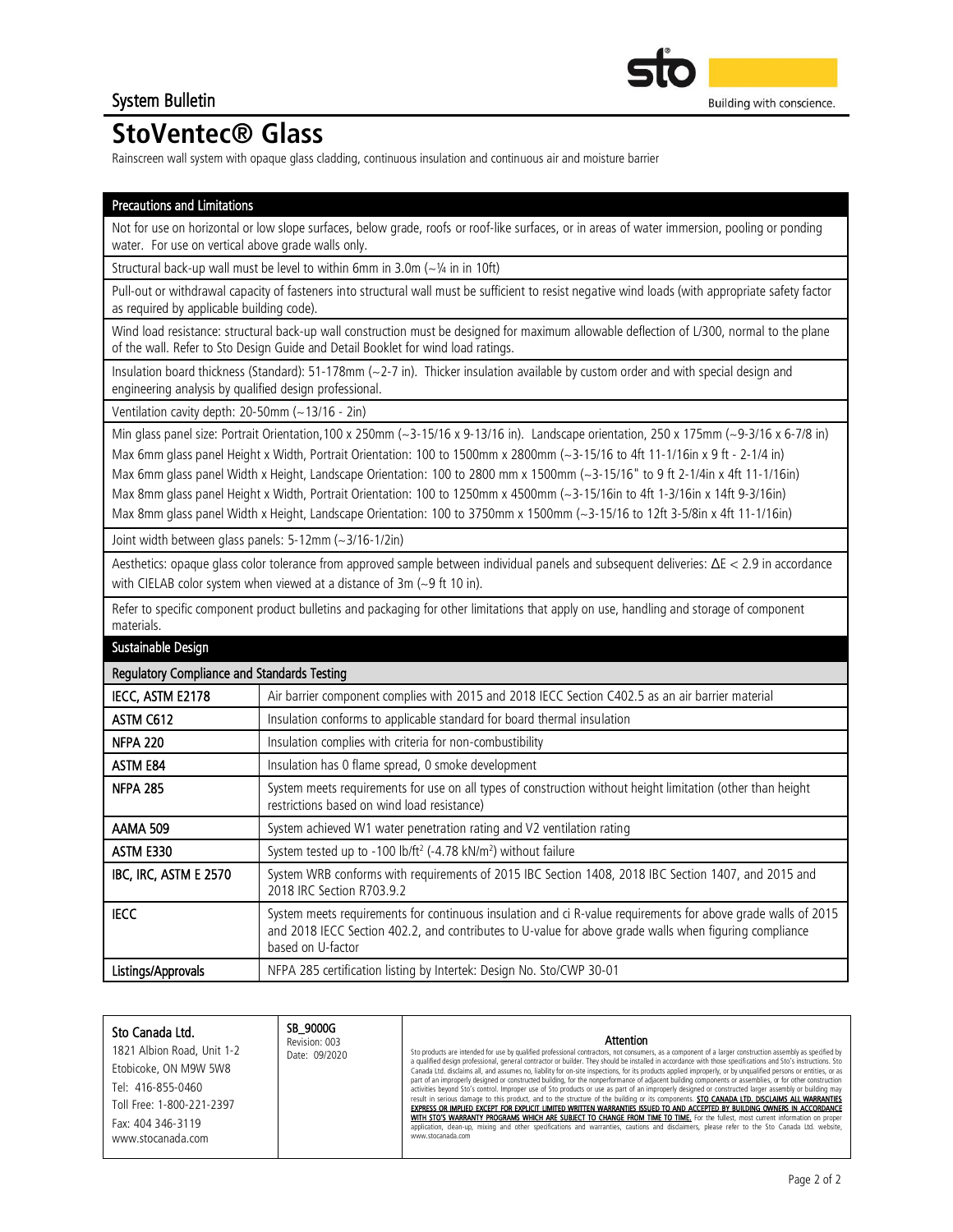System Bulletin

# StoVentec® Glass

Rainscreen wall system with opaque glass cladding, continuous insulation and continuous air and moisture barrier

## Precautions and Limitations

Not for use on horizontal or low slope surfaces, below grade, roofs or roof-like surfaces, or in areas of water immersion, pooling or ponding water. For use on vertical above grade walls only.

Structural back-up wall must be level to within 6mm in 3.0m (~¼ in in 10ft)

Pull-out or withdrawal capacity of fasteners into structural wall must be sufficient to resist negative wind loads (with appropriate safety factor as required by applicable building code).

Wind load resistance: structural back-up wall construction must be designed for maximum allowable deflection of L/300, normal to the plane of the wall. Refer to Sto Design Guide and Detail Booklet for wind load ratings.

Insulation board thickness (Standard): 51-178mm (~2-7 in). Thicker insulation available by custom order and with special design and engineering analysis by qualified design professional.

Ventilation cavity depth: 20-50mm (~13/16 - 2in)

Min glass panel size: Portrait Orientation,100 x 250mm (~3-15/16 x 9-13/16 in). Landscape orientation, 250 x 175mm (~9-3/16 x 6-7/8 in)
Max 6mm glass panel Height x Width, Portrait Orientation: 100 to 1500mm x 2800mm (~3-15/16 to 4ft 11-1/16in x 9 ft - 2-1/4 in)
Max 6mm glass panel Width x Height, Landscape Orientation: 100 to 2800 mm x 1500mm (~3-15/16" to 9 ft 2-1/4in x 4ft 11-1/16in)
Max 8mm glass panel Height x Width, Portrait Orientation: 100 to 1250mm x 4500mm (~3-15/16in to 4ft 1-3/16in x 14ft 9-3/16in)
Max 8mm glass panel Width x Height, Landscape Orientation: 100 to 3750mm x 1500mm (~3-15/16 to 12ft 3-5/8in x 4ft 11-1/16in)

Joint width between glass panels: 5-12mm (~3/16-1/2in)

Aesthetics: opaque glass color tolerance from approved sample between individual panels and subsequent deliveries: $\Delta E < 2.9$ in accordance with CIELAB color system when viewed at a distance of 3m (~9 ft 10 in).

Refer to specific component product bulletins and packaging for other limitations that apply on use, handling and storage of component materials.

## Sustainable Design

### Regulatory Compliance and Standards Testing

| | |
|---|---|
| **IECC, ASTM E2178** | Air barrier component complies with 2015 and 2018 IECC Section C402.5 as an air barrier material |
| **ASTM C612** | Insulation conforms to applicable standard for board thermal insulation |
| **NFPA 220** | Insulation complies with criteria for non-combustibility |
| **ASTM E84** | Insulation has 0 flame spread, 0 smoke development |
| **NFPA 285** | System meets requirements for use on all types of construction without height limitation (other than height restrictions based on wind load resistance) |
| **AAMA 509** | System achieved W1 water penetration rating and V2 ventilation rating |
| **ASTM E330** | System tested up to -100 lb/ft$^2$ (-4.78 kN/m$^2$) without failure |
| **IBC, IRC, ASTM E 2570** | System WRB conforms with requirements of 2015 IBC Section 1408, 2018 IBC Section 1407, and 2015 and 2018 IRC Section R703.9.2 |
| **IECC** | System meets requirements for continuous insulation and ci R-value requirements for above grade walls of 2015 and 2018 IECC Section 402.2, and contributes to U-value for above grade walls when figuring compliance based on U-factor |
| **Listings/Approvals** | NFPA 285 certification listing by Intertek: Design No. Sto/CWP 30-01 |

**Sto Canada Ltd.**
1821 Albion Road, Unit 1-2
Etobicoke, ON M9W 5W8
Tel: 416-855-0460
Toll Free: 1-800-221-2397
Fax: 404 346-3119
www.stocanada.com

**SB_9000G**
Revision: 003
Date: 09/2020

**Attention**

Sto products are intended for use by qualified professional contractors, not consumers, as a component of a larger construction assembly as specified by a qualified design professional, general contractor or builder. They should be installed in accordance with those specifications and Sto's instructions. Sto Canada Ltd. disclaims all, and assumes no, liability for on-site inspections, for its products applied improperly, or by unqualified persons or entities, or as part of an improperly designed or constructed building, for the nonperformance of adjacent building components or assemblies, or for other construction activities beyond Sto's control. Improper use of Sto products or use as part of an improperly designed or constructed larger assembly or building may result in serious damage to this product, and to the structure of the building or its components. **STO CANADA LTD. DISCLAIMS ALL WARRANTIES EXPRESS OR IMPLIED EXCEPT FOR EXPLICIT LIMITED WRITTEN WARRANTIES ISSUED TO AND ACCEPTED BY BUILDING OWNERS IN ACCORDANCE WITH STO'S WARRANTY PROGRAMS WHICH ARE SUBJECT TO CHANGE FROM TIME TO TIME.** For the fullest, most current information on proper application, clean-up, mixing and other specifications and warranties, cautions and disclaimers, please refer to the Sto Canada Ltd. website, www.stocanada.com